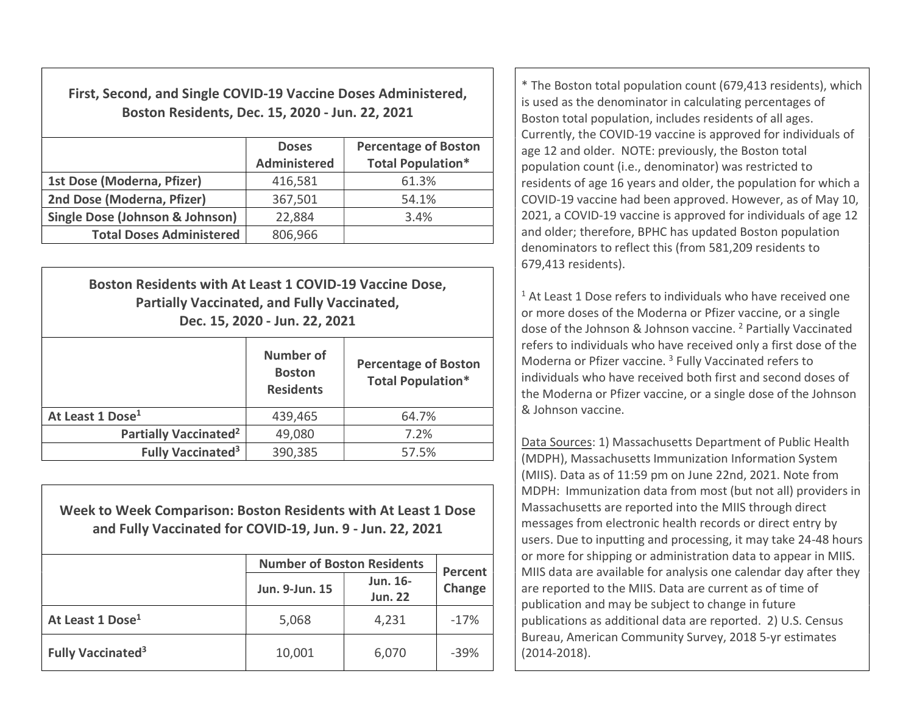### First, Second, and Single COVID-19 Vaccine Doses Administered, Boston Residents, Dec. 15, 2020 - Jun. 22, 2021

| | Doses Administered | Percentage of Boston Total Population* |
|---|---|---|
| 1st Dose (Moderna, Pfizer) | 416,581 | 61.3% |
| 2nd Dose (Moderna, Pfizer) | 367,501 | 54.1% |
| Single Dose (Johnson & Johnson) | 22,884 | 3.4% |
| Total Doses Administered | 806,966 | |

### Boston Residents with At Least 1 COVID-19 Vaccine Dose, Partially Vaccinated, and Fully Vaccinated, Dec. 15, 2020 - Jun. 22, 2021

| | Number of Boston Residents | Percentage of Boston Total Population* |
|---|---|---|
| At Least 1 Dose[1] | 439,465 | 64.7% |
| Partially Vaccinated[2] | 49,080 | 7.2% |
| Fully Vaccinated[3] | 390,385 | 57.5% |

### Week to Week Comparison: Boston Residents with At Least 1 Dose and Fully Vaccinated for COVID-19, Jun. 9 - Jun. 22, 2021

| | Number of Boston Residents | | Percent Change |
|---|---|---|---|
| | Jun. 9-Jun. 15 | Jun. 16-Jun. 22 | |
| At Least 1 Dose[1] | 5,068 | 4,231 | -17% |
| Fully Vaccinated[3] | 10,001 | 6,070 | -39% |

* The Boston total population count (679,413 residents), which is used as the denominator in calculating percentages of Boston total population, includes residents of all ages. Currently, the COVID-19 vaccine is approved for individuals of age 12 and older. NOTE: previously, the Boston total population count (i.e., denominator) was restricted to residents of age 16 years and older, the population for which a COVID-19 vaccine had been approved. However, as of May 10, 2021, a COVID-19 vaccine is approved for individuals of age 12 and older; therefore, BPHC has updated Boston population denominators to reflect this (from 581,209 residents to 679,413 residents).

[1] At Least 1 Dose refers to individuals who have received one or more doses of the Moderna or Pfizer vaccine, or a single dose of the Johnson & Johnson vaccine. [2] Partially Vaccinated refers to individuals who have received only a first dose of the Moderna or Pfizer vaccine. [3] Fully Vaccinated refers to individuals who have received both first and second doses of the Moderna or Pfizer vaccine, or a single dose of the Johnson & Johnson vaccine.

Data Sources: 1) Massachusetts Department of Public Health (MDPH), Massachusetts Immunization Information System (MIIS). Data as of 11:59 pm on June 22nd, 2021. Note from MDPH: Immunization data from most (but not all) providers in Massachusetts are reported into the MIIS through direct messages from electronic health records or direct entry by users. Due to inputting and processing, it may take 24-48 hours or more for shipping or administration data to appear in MIIS. MIIS data are available for analysis one calendar day after they are reported to the MIIS. Data are current as of time of publication and may be subject to change in future publications as additional data are reported. 2) U.S. Census Bureau, American Community Survey, 2018 5-yr estimates (2014-2018).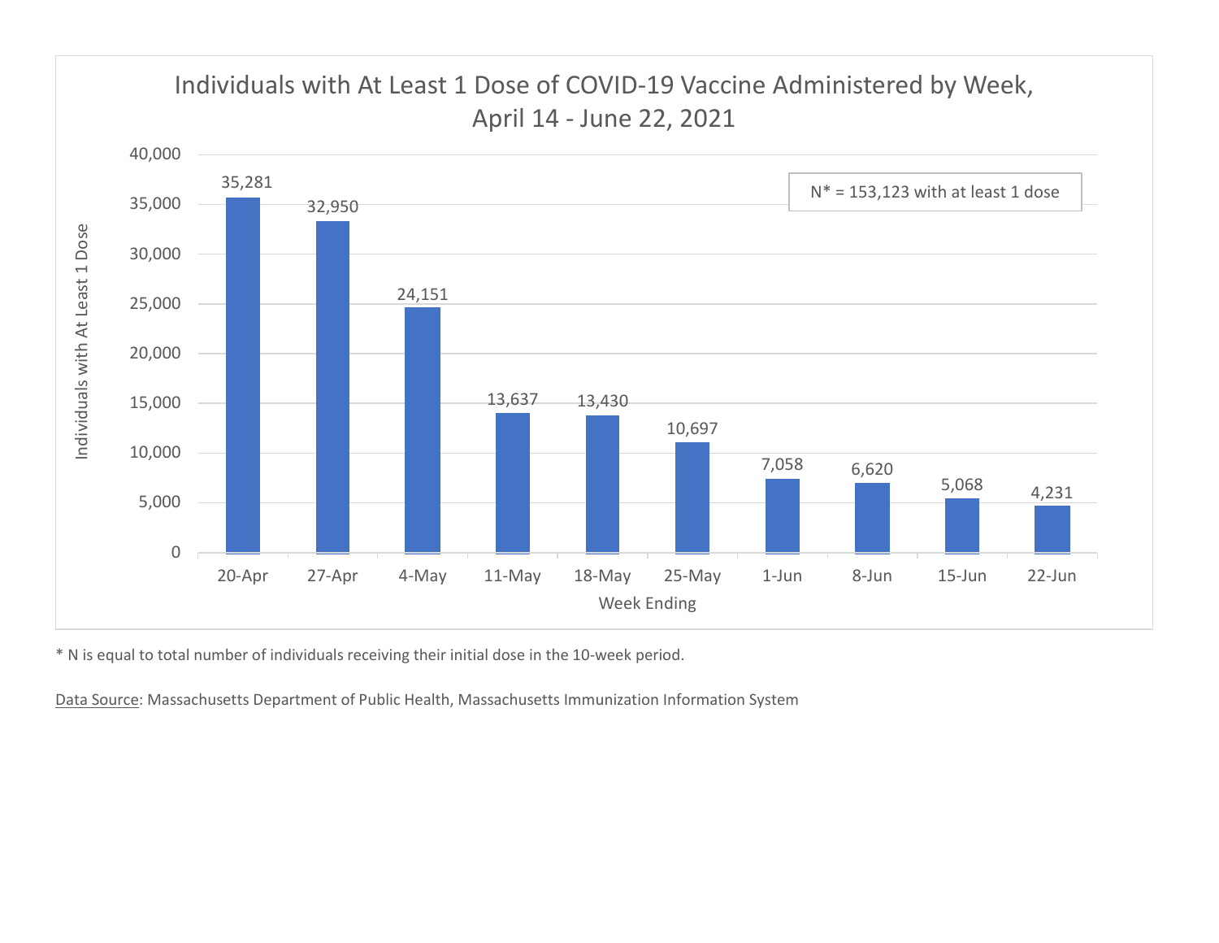## Individuals with At Least 1 Dose of COVID-19 Vaccine Administered by Week, April 14 - June 22, 2021

N* = 153,123 with at least 1 dose

| Week Ending | Individuals with At Least 1 Dose |
|---|---|
| 20-Apr | 35,281 |
| 27-Apr | 32,950 |
| 4-May | 24,151 |
| 11-May | 13,637 |
| 18-May | 13,430 |
| 25-May | 10,697 |
| 1-Jun | 7,058 |
| 8-Jun | 6,620 |
| 15-Jun | 5,068 |
| 22-Jun | 4,231 |

* N is equal to total number of individuals receiving their initial dose in the 10-week period.

Data Source: Massachusetts Department of Public Health, Massachusetts Immunization Information System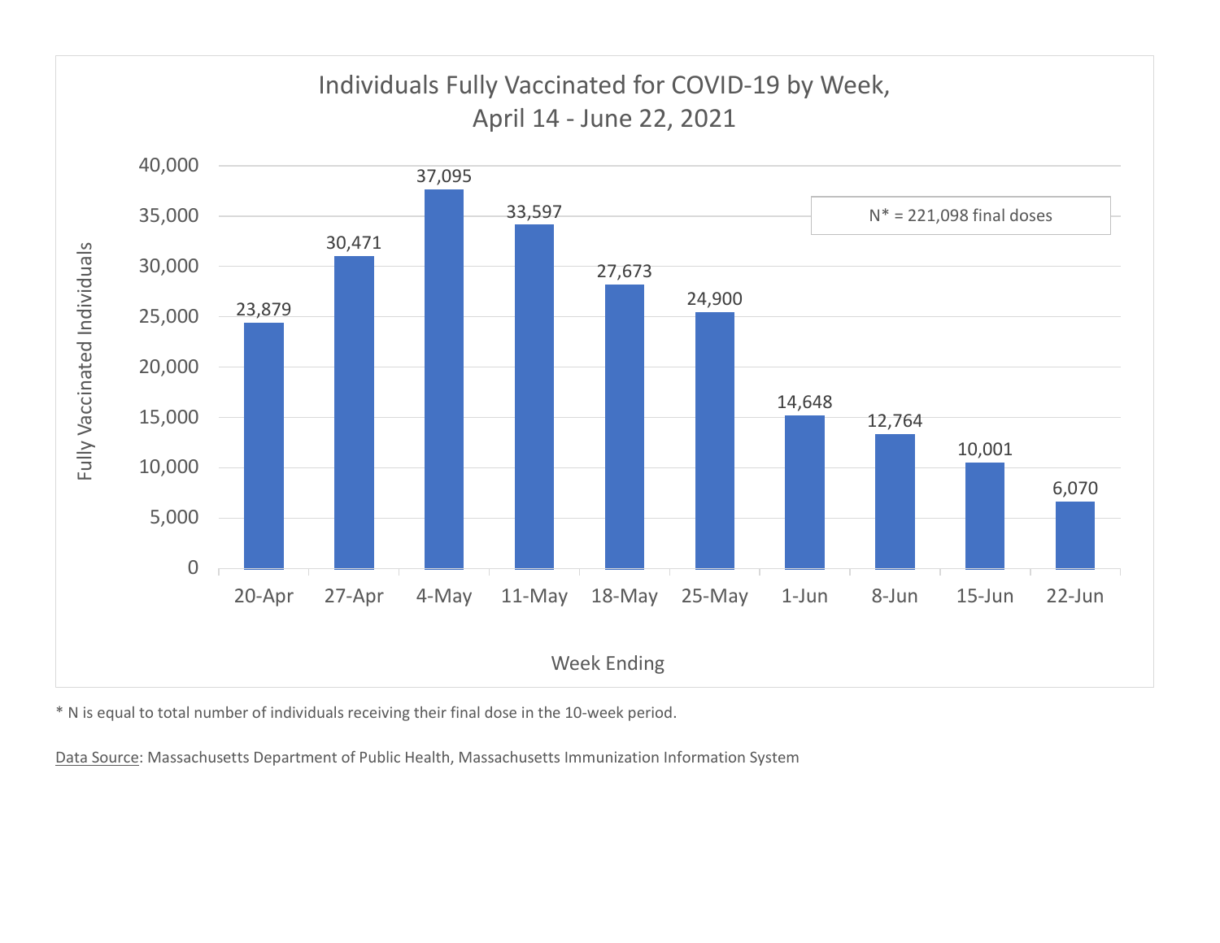## Individuals Fully Vaccinated for COVID-19 by Week, April 14 - June 22, 2021

N* = 221,098 final doses

| Week Ending | Fully Vaccinated Individuals |
|---|---|
| 20-Apr | 23,879 |
| 27-Apr | 30,471 |
| 4-May | 37,095 |
| 11-May | 33,597 |
| 18-May | 27,673 |
| 25-May | 24,900 |
| 1-Jun | 14,648 |
| 8-Jun | 12,764 |
| 15-Jun | 10,001 |
| 22-Jun | 6,070 |

\* N is equal to total number of individuals receiving their final dose in the 10-week period.

<u>Data Source</u>: Massachusetts Department of Public Health, Massachusetts Immunization Information System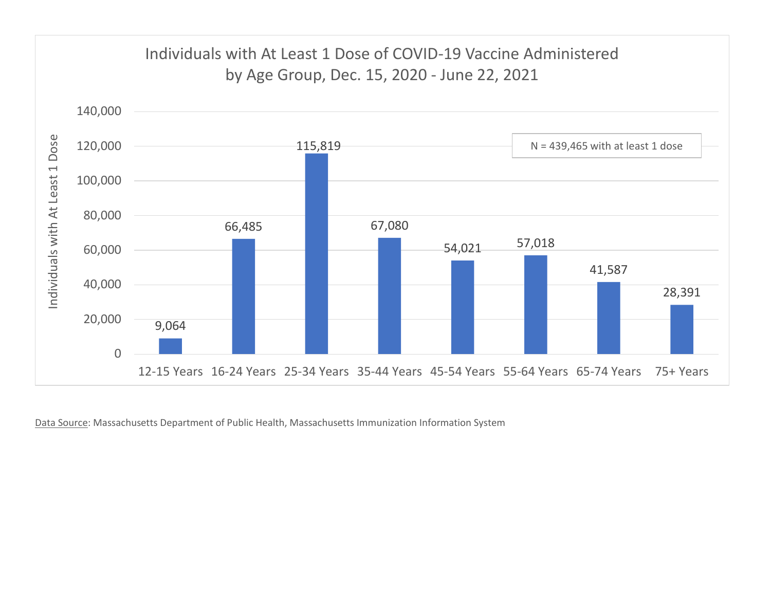## Individuals with At Least 1 Dose of COVID-19 Vaccine Administered by Age Group, Dec. 15, 2020 - June 22, 2021

N = 439,465 with at least 1 dose

| Age Group | Individuals with At Least 1 Dose |
| --- | --- |
| 12-15 Years | 9,064 |
| 16-24 Years | 66,485 |
| 25-34 Years | 115,819 |
| 35-44 Years | 67,080 |
| 45-54 Years | 54,021 |
| 55-64 Years | 57,018 |
| 65-74 Years | 41,587 |
| 75+ Years | 28,391 |

Data Source: Massachusetts Department of Public Health, Massachusetts Immunization Information System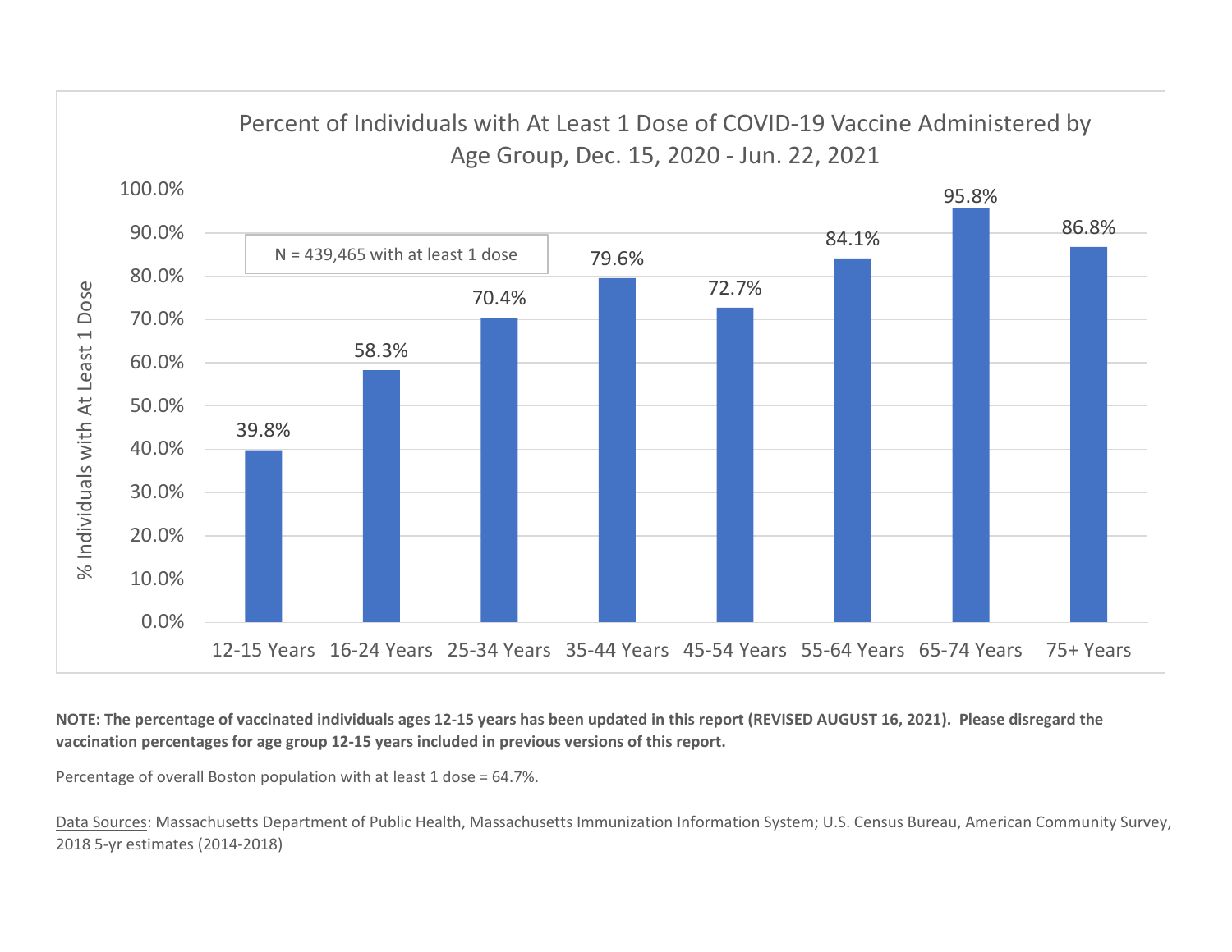**Percent of Individuals with At Least 1 Dose of COVID-19 Vaccine Administered by Age Group, Dec. 15, 2020 - Jun. 22, 2021**

N = 439,465 with at least 1 dose

| Age Group | % Individuals with At Least 1 Dose |
|---|---|
| 12-15 Years | 39.8% |
| 16-24 Years | 58.3% |
| 25-34 Years | 70.4% |
| 35-44 Years | 79.6% |
| 45-54 Years | 72.7% |
| 55-64 Years | 84.1% |
| 65-74 Years | 95.8% |
| 75+ Years | 86.8% |

**NOTE: The percentage of vaccinated individuals ages 12-15 years has been updated in this report (REVISED AUGUST 16, 2021). Please disregard the vaccination percentages for age group 12-15 years included in previous versions of this report.**

Percentage of overall Boston population with at least 1 dose = 64.7%.

Data Sources: Massachusetts Department of Public Health, Massachusetts Immunization Information System; U.S. Census Bureau, American Community Survey, 2018 5-yr estimates (2014-2018)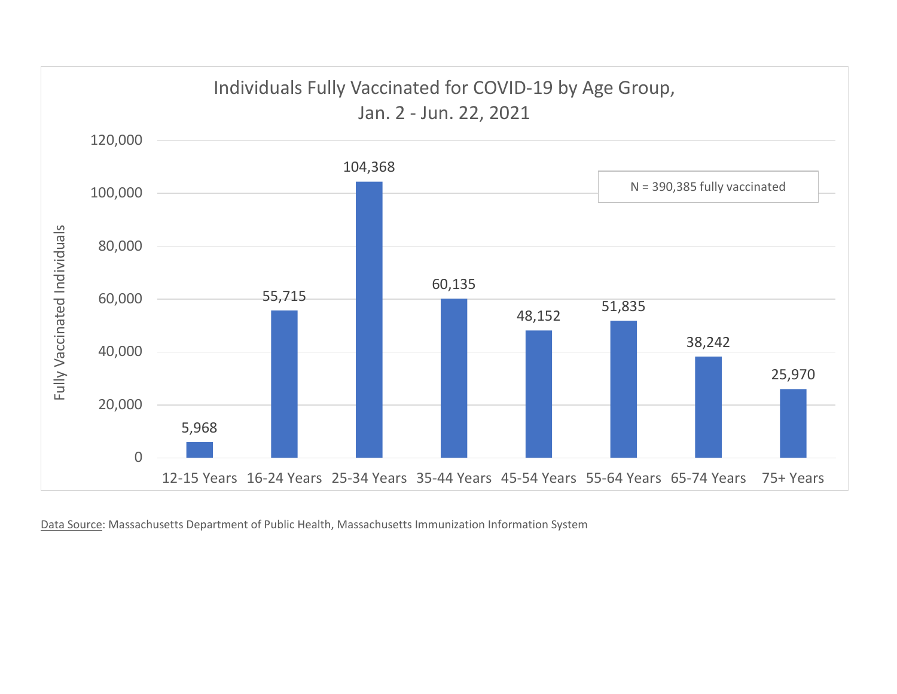## Individuals Fully Vaccinated for COVID-19 by Age Group, Jan. 2 - Jun. 22, 2021

N = 390,385 fully vaccinated

| Age Group | Fully Vaccinated Individuals |
|---|---|
| 12-15 Years | 5,968 |
| 16-24 Years | 55,715 |
| 25-34 Years | 104,368 |
| 35-44 Years | 60,135 |
| 45-54 Years | 48,152 |
| 55-64 Years | 51,835 |
| 65-74 Years | 38,242 |
| 75+ Years | 25,970 |

Data Source: Massachusetts Department of Public Health, Massachusetts Immunization Information System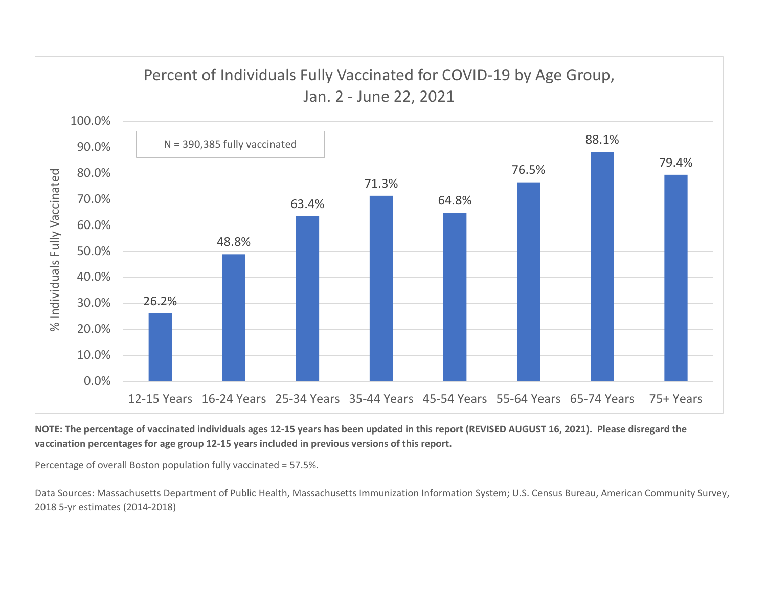## Percent of Individuals Fully Vaccinated for COVID-19 by Age Group, Jan. 2 - June 22, 2021

N = 390,385 fully vaccinated

| Age Group | % Individuals Fully Vaccinated |
| --- | --- |
| 12-15 Years | 26.2% |
| 16-24 Years | 48.8% |
| 25-34 Years | 63.4% |
| 35-44 Years | 71.3% |
| 45-54 Years | 64.8% |
| 55-64 Years | 76.5% |
| 65-74 Years | 88.1% |
| 75+ Years | 79.4% |

**NOTE: The percentage of vaccinated individuals ages 12-15 years has been updated in this report (REVISED AUGUST 16, 2021). Please disregard the vaccination percentages for age group 12-15 years included in previous versions of this report.**

Percentage of overall Boston population fully vaccinated = 57.5%.

Data Sources: Massachusetts Department of Public Health, Massachusetts Immunization Information System; U.S. Census Bureau, American Community Survey, 2018 5-yr estimates (2014-2018)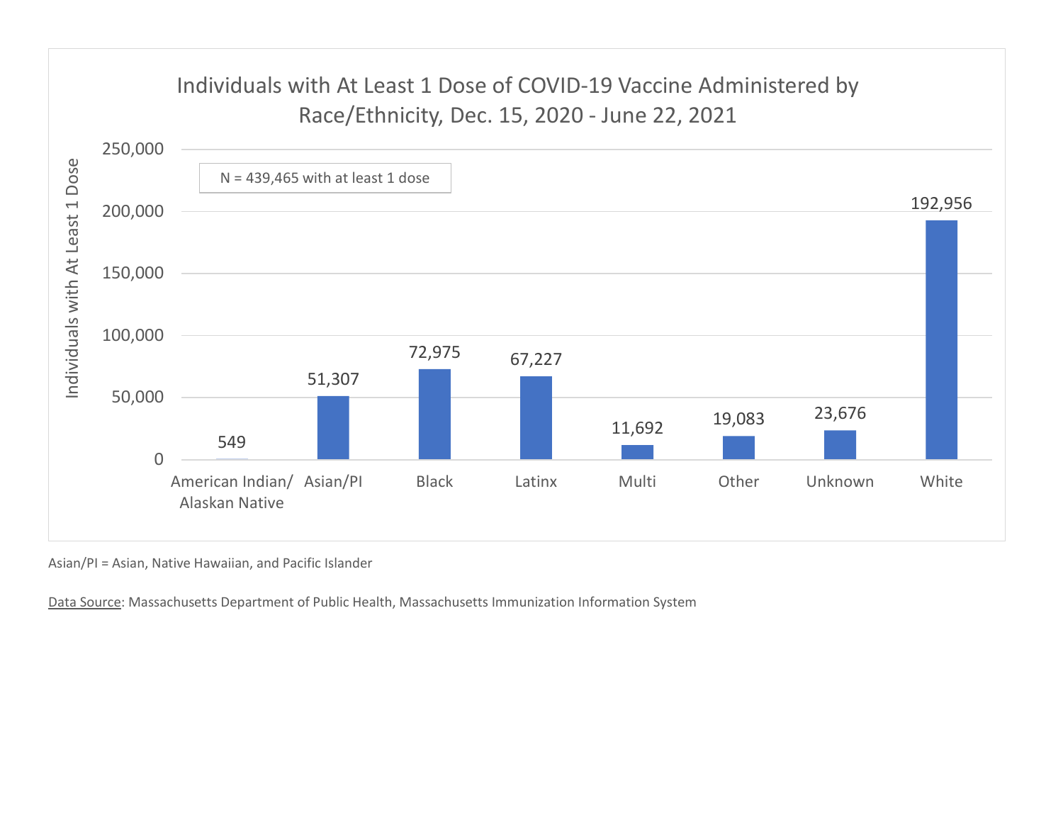## Individuals with At Least 1 Dose of COVID-19 Vaccine Administered by Race/Ethnicity, Dec. 15, 2020 - June 22, 2021

N = 439,465 with at least 1 dose

| Race/Ethnicity | Individuals with At Least 1 Dose |
|---|---|
| American Indian/ Alaskan Native | 549 |
| Asian/PI | 51,307 |
| Black | 72,975 |
| Latinx | 67,227 |
| Multi | 11,692 |
| Other | 19,083 |
| Unknown | 23,676 |
| White | 192,956 |

Asian/PI = Asian, Native Hawaiian, and Pacific Islander

Data Source: Massachusetts Department of Public Health, Massachusetts Immunization Information System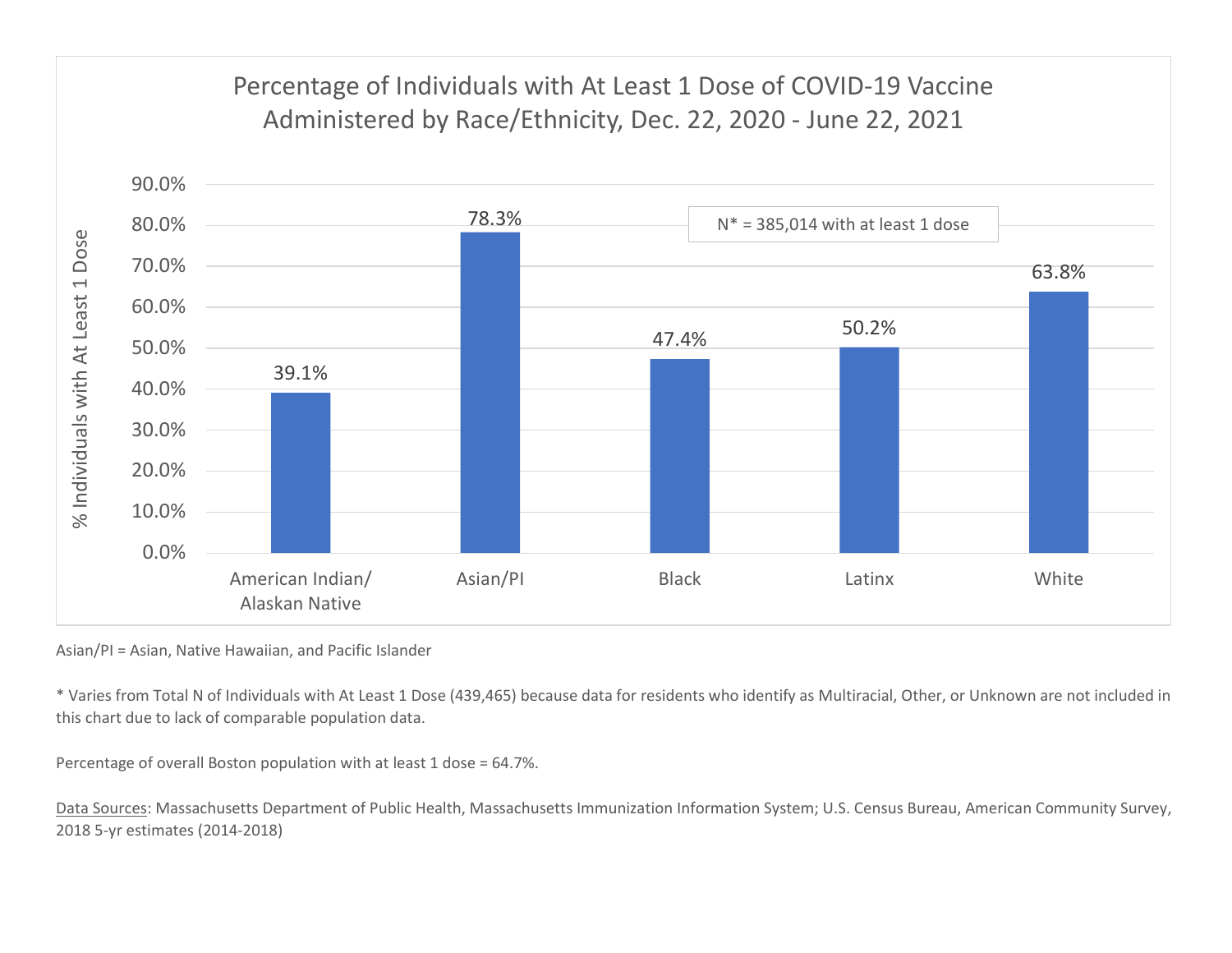## Percentage of Individuals with At Least 1 Dose of COVID-19 Vaccine Administered by Race/Ethnicity, Dec. 22, 2020 - June 22, 2021

N* = 385,014 with at least 1 dose

| Race/Ethnicity | % Individuals with At Least 1 Dose |
| --- | --- |
| American Indian/ Alaskan Native | 39.1% |
| Asian/PI | 78.3% |
| Black | 47.4% |
| Latinx | 50.2% |
| White | 63.8% |

Asian/PI = Asian, Native Hawaiian, and Pacific Islander

* Varies from Total N of Individuals with At Least 1 Dose (439,465) because data for residents who identify as Multiracial, Other, or Unknown are not included in this chart due to lack of comparable population data.

Percentage of overall Boston population with at least 1 dose = 64.7%.

Data Sources: Massachusetts Department of Public Health, Massachusetts Immunization Information System; U.S. Census Bureau, American Community Survey, 2018 5-yr estimates (2014-2018)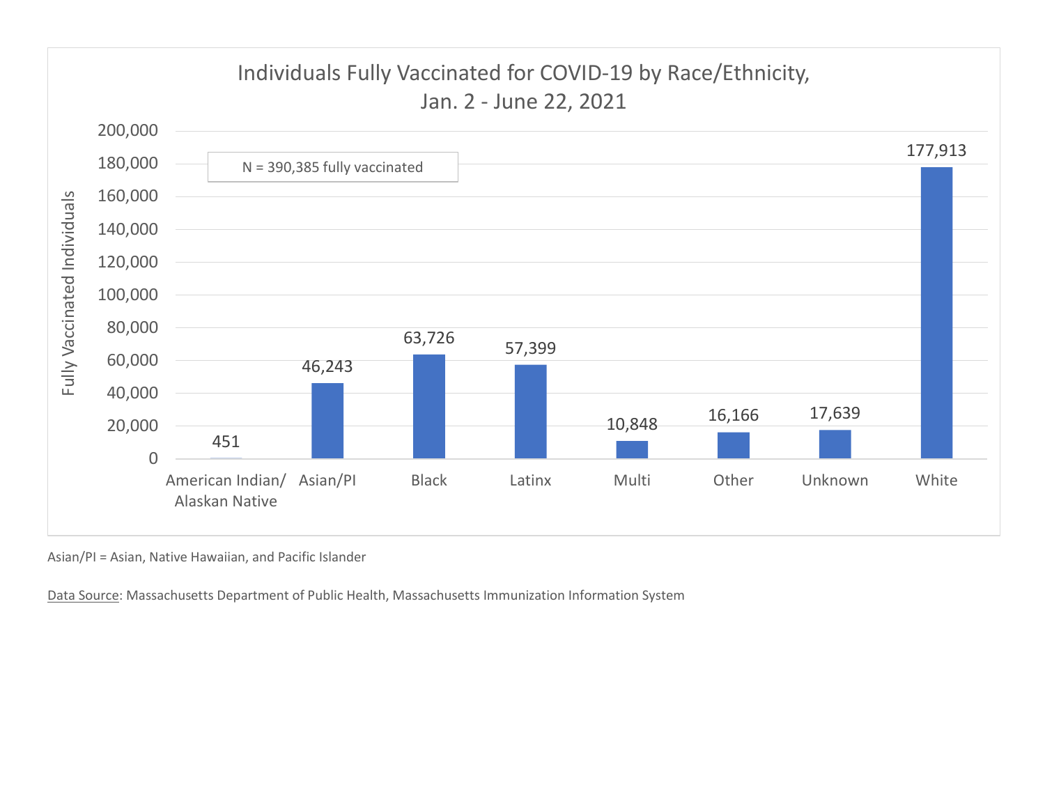## Individuals Fully Vaccinated for COVID-19 by Race/Ethnicity, Jan. 2 - June 22, 2021

N = 390,385 fully vaccinated

| Race/Ethnicity | Fully Vaccinated Individuals |
| --- | --- |
| American Indian/ Alaskan Native | 451 |
| Asian/PI | 46,243 |
| Black | 63,726 |
| Latinx | 57,399 |
| Multi | 10,848 |
| Other | 16,166 |
| Unknown | 17,639 |
| White | 177,913 |

Asian/PI = Asian, Native Hawaiian, and Pacific Islander

Data Source: Massachusetts Department of Public Health, Massachusetts Immunization Information System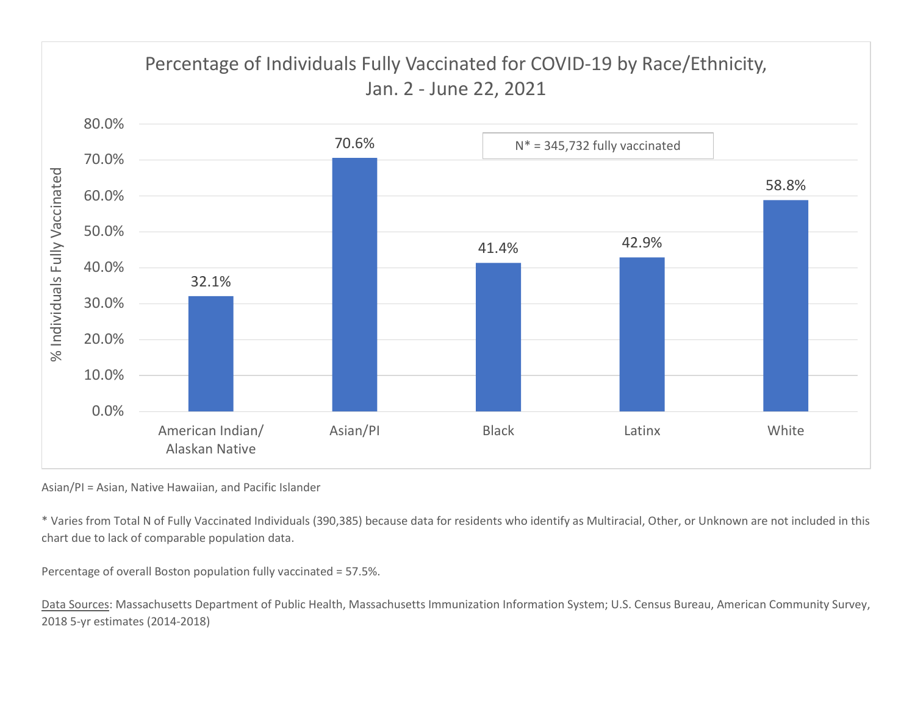## Percentage of Individuals Fully Vaccinated for COVID-19 by Race/Ethnicity, Jan. 2 - June 22, 2021

N* = 345,732 fully vaccinated

| Race/Ethnicity | % Individuals Fully Vaccinated |
| --- | --- |
| American Indian/ Alaskan Native | 32.1% |
| Asian/PI | 70.6% |
| Black | 41.4% |
| Latinx | 42.9% |
| White | 58.8% |

Asian/PI = Asian, Native Hawaiian, and Pacific Islander

* Varies from Total N of Fully Vaccinated Individuals (390,385) because data for residents who identify as Multiracial, Other, or Unknown are not included in this chart due to lack of comparable population data.

Percentage of overall Boston population fully vaccinated = 57.5%.

Data Sources: Massachusetts Department of Public Health, Massachusetts Immunization Information System; U.S. Census Bureau, American Community Survey, 2018 5-yr estimates (2014-2018)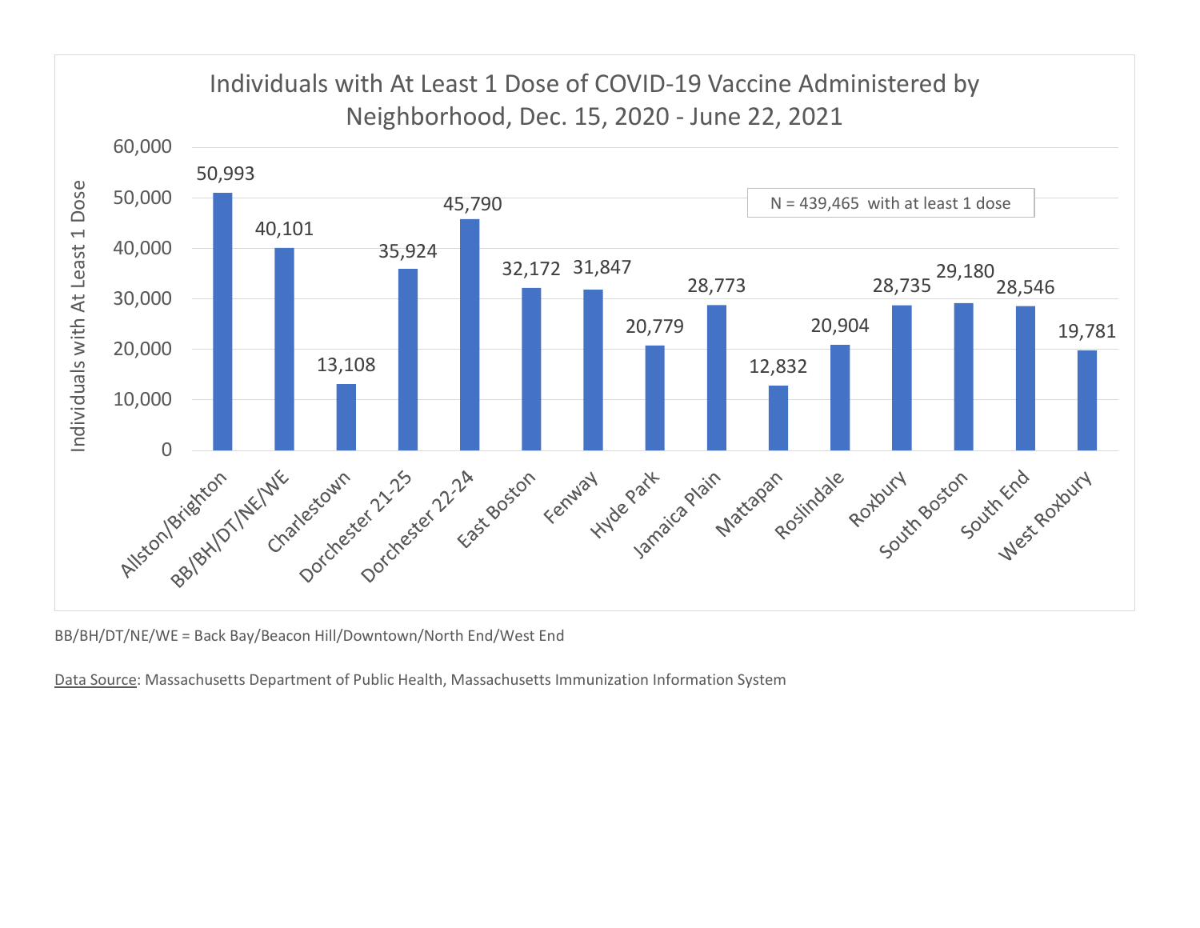## Individuals with At Least 1 Dose of COVID-19 Vaccine Administered by Neighborhood, Dec. 15, 2020 - June 22, 2021

N = 439,465 with at least 1 dose

| Neighborhood | Individuals with At Least 1 Dose |
|---|---|
| Allston/Brighton | 50,993 |
| BB/BH/DT/NE/WE | 40,101 |
| Charlestown | 13,108 |
| Dorchester 21-25 | 35,924 |
| Dorchester 22-24 | 45,790 |
| East Boston | 32,172 |
| Fenway | 31,847 |
| Hyde Park | 20,779 |
| Jamaica Plain | 28,773 |
| Mattapan | 12,832 |
| Roslindale | 20,904 |
| Roxbury | 28,735 |
| South Boston | 29,180 |
| South End | 28,546 |
| West Roxbury | 19,781 |

BB/BH/DT/NE/WE = Back Bay/Beacon Hill/Downtown/North End/West End

Data Source: Massachusetts Department of Public Health, Massachusetts Immunization Information System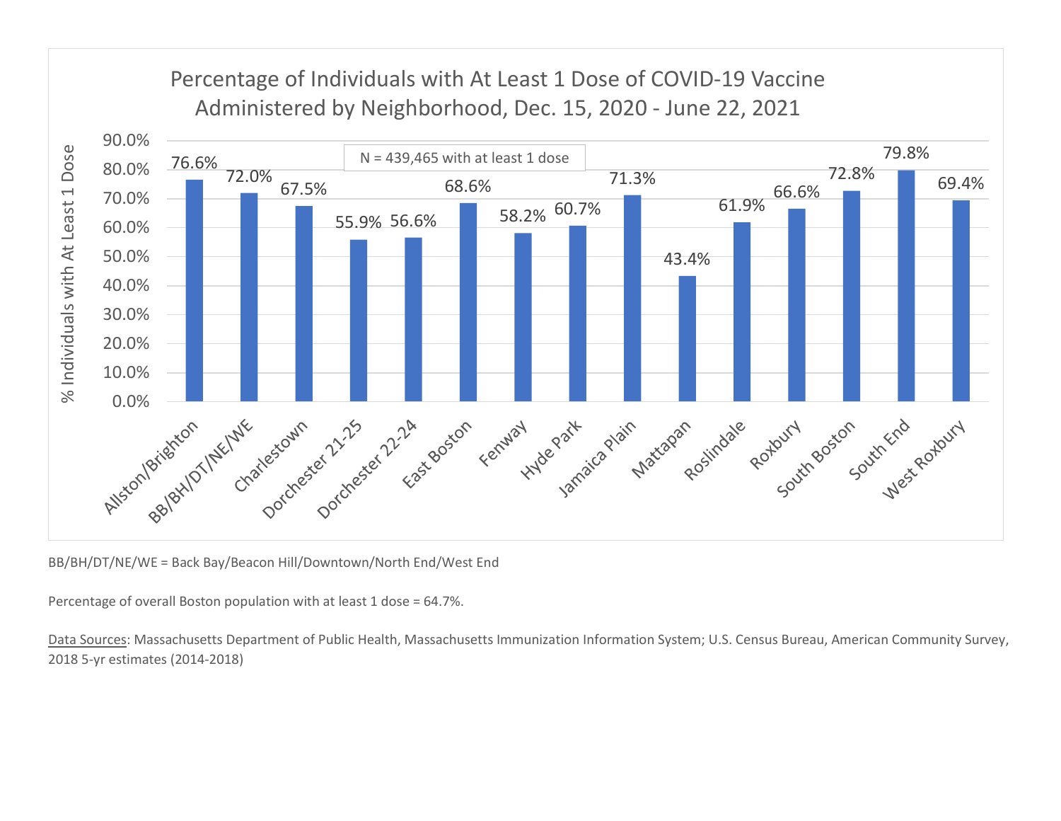## Percentage of Individuals with At Least 1 Dose of COVID-19 Vaccine Administered by Neighborhood, Dec. 15, 2020 - June 22, 2021

N = 439,465 with at least 1 dose

| Neighborhood | % Individuals with At Least 1 Dose |
|---|---|
| Allston/Brighton | 76.6% |
| BB/BH/DT/NE/WE | 72.0% |
| Charlestown | 67.5% |
| Dorchester 21-25 | 55.9% |
| Dorchester 22-24 | 56.6% |
| East Boston | 68.6% |
| Fenway | 58.2% |
| Hyde Park | 60.7% |
| Jamaica Plain | 71.3% |
| Mattapan | 43.4% |
| Roslindale | 61.9% |
| Roxbury | 66.6% |
| South Boston | 72.8% |
| South End | 79.8% |
| West Roxbury | 69.4% |

BB/BH/DT/NE/WE = Back Bay/Beacon Hill/Downtown/North End/West End

Percentage of overall Boston population with at least 1 dose = 64.7%.

Data Sources: Massachusetts Department of Public Health, Massachusetts Immunization Information System; U.S. Census Bureau, American Community Survey, 2018 5-yr estimates (2014-2018)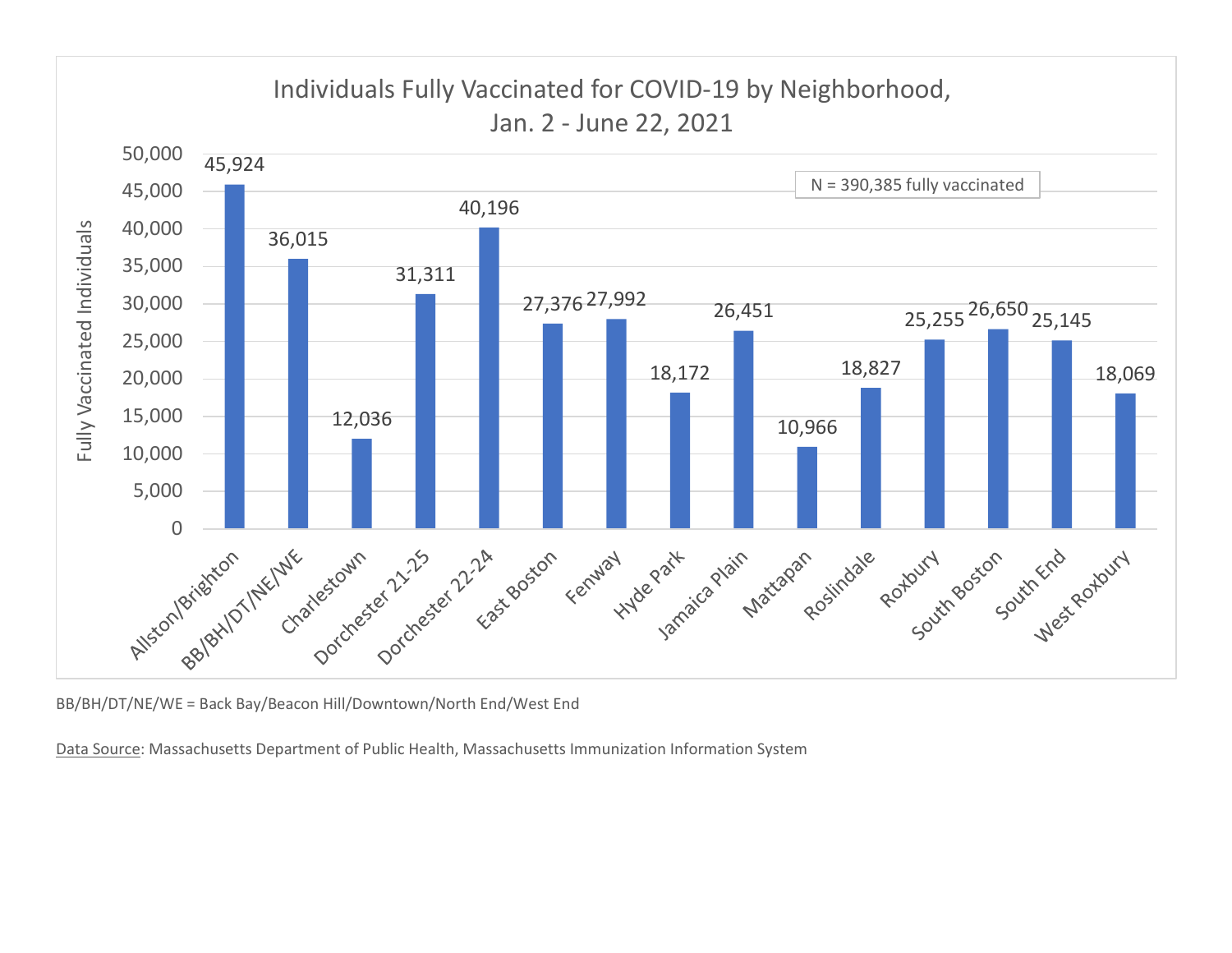## Individuals Fully Vaccinated for COVID-19 by Neighborhood, Jan. 2 - June 22, 2021

N = 390,385 fully vaccinated

| Neighborhood | Fully Vaccinated Individuals |
|---|---|
| Allston/Brighton | 45,924 |
| BB/BH/DT/NE/WE | 36,015 |
| Charlestown | 12,036 |
| Dorchester 21-25 | 31,311 |
| Dorchester 22-24 | 40,196 |
| East Boston | 27,376 |
| Fenway | 27,992 |
| Hyde Park | 18,172 |
| Jamaica Plain | 26,451 |
| Mattapan | 10,966 |
| Roslindale | 18,827 |
| Roxbury | 25,255 |
| South Boston | 26,650 |
| South End | 25,145 |
| West Roxbury | 18,069 |

BB/BH/DT/NE/WE = Back Bay/Beacon Hill/Downtown/North End/West End

Data Source: Massachusetts Department of Public Health, Massachusetts Immunization Information System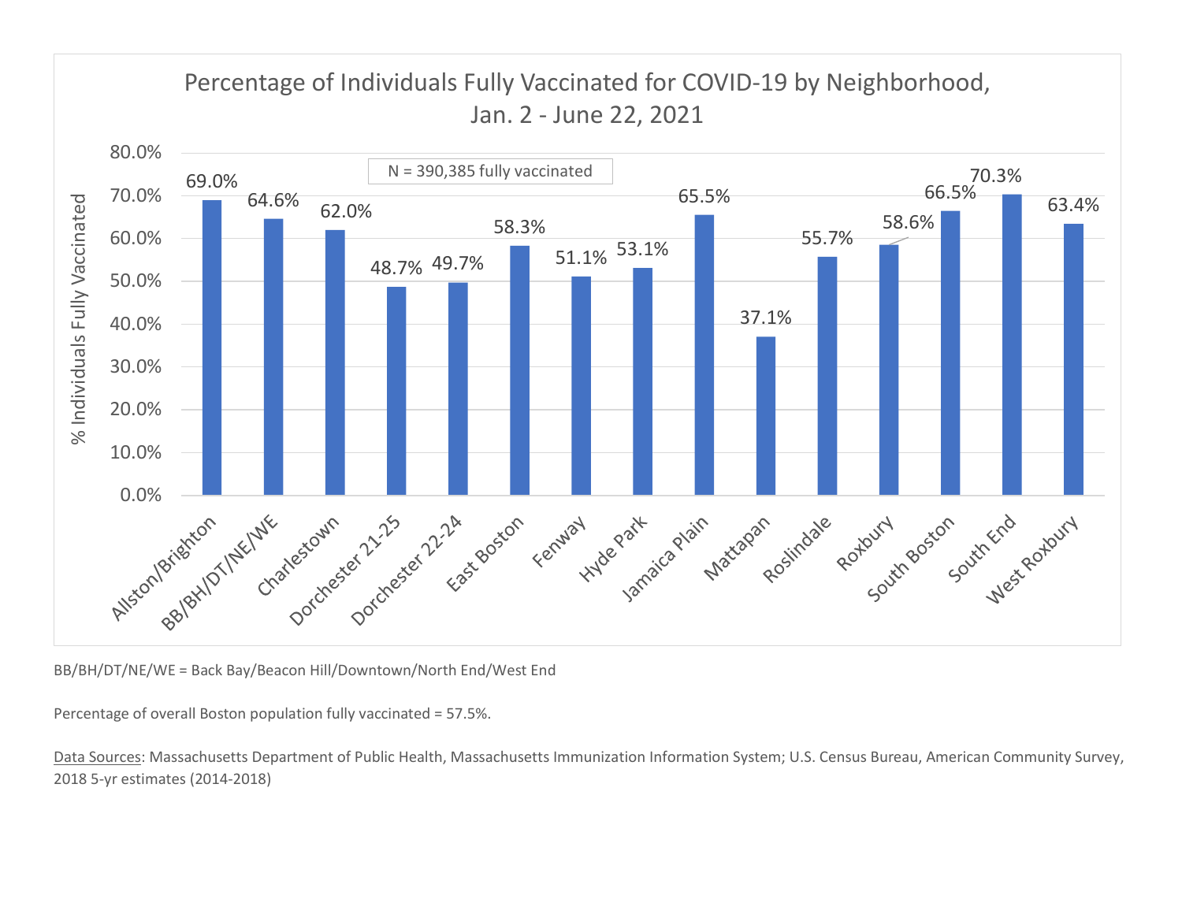## Percentage of Individuals Fully Vaccinated for COVID-19 by Neighborhood, Jan. 2 - June 22, 2021

N = 390,385 fully vaccinated

| Neighborhood | % Individuals Fully Vaccinated |
| --- | --- |
| Allston/Brighton | 69.0% |
| BB/BH/DT/NE/WE | 64.6% |
| Charlestown | 62.0% |
| Dorchester 21-25 | 48.7% |
| Dorchester 22-24 | 49.7% |
| East Boston | 58.3% |
| Fenway | 51.1% |
| Hyde Park | 53.1% |
| Jamaica Plain | 65.5% |
| Mattapan | 37.1% |
| Roslindale | 55.7% |
| Roxbury | 58.6% |
| South Boston | 66.5% |
| South End | 70.3% |
| West Roxbury | 63.4% |

BB/BH/DT/NE/WE = Back Bay/Beacon Hill/Downtown/North End/West End

Percentage of overall Boston population fully vaccinated = 57.5%.

Data Sources: Massachusetts Department of Public Health, Massachusetts Immunization Information System; U.S. Census Bureau, American Community Survey, 2018 5-yr estimates (2014-2018)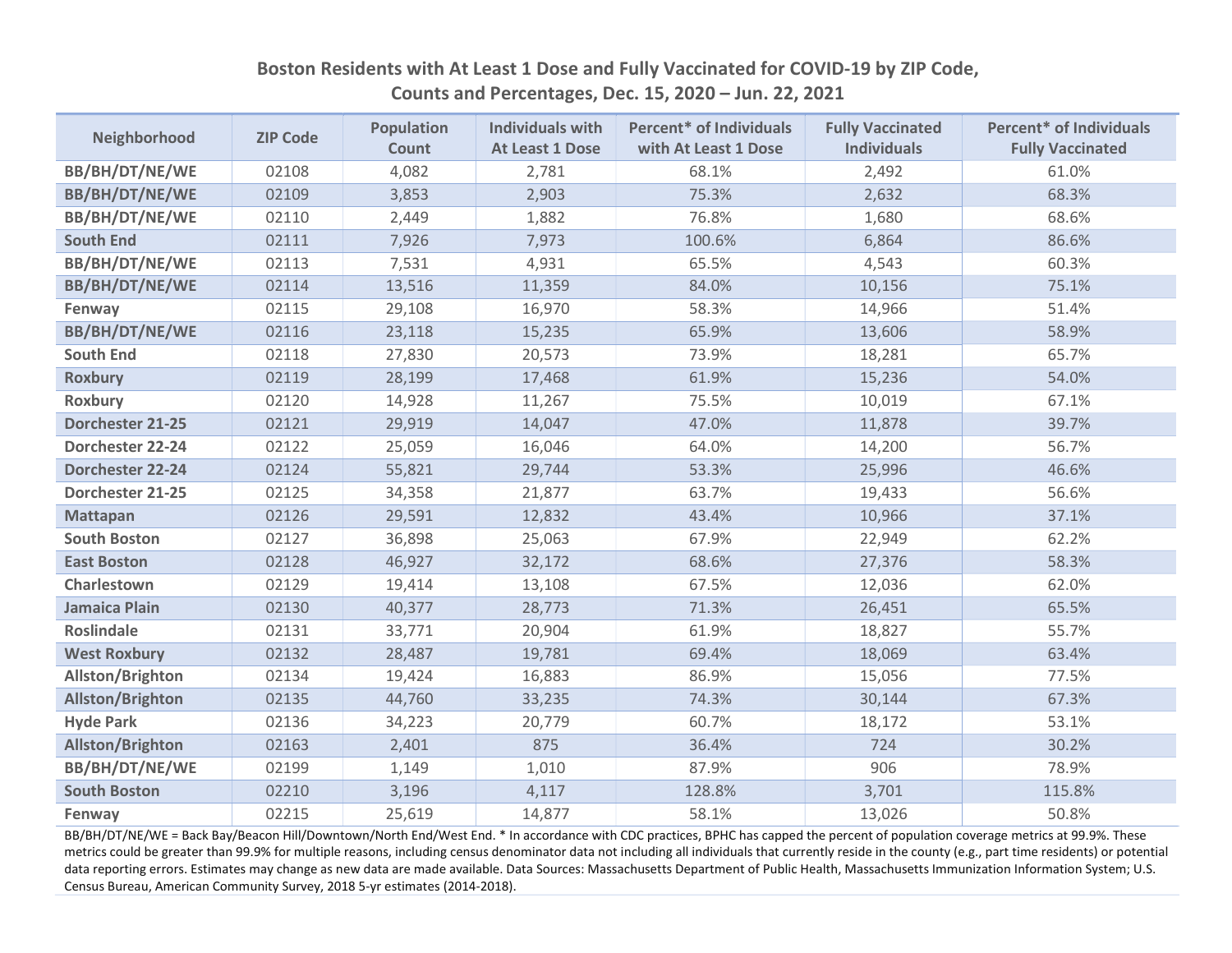## Boston Residents with At Least 1 Dose and Fully Vaccinated for COVID-19 by ZIP Code, Counts and Percentages, Dec. 15, 2020 – Jun. 22, 2021

| Neighborhood | ZIP Code | Population Count | Individuals with At Least 1 Dose | Percent* of Individuals with At Least 1 Dose | Fully Vaccinated Individuals | Percent* of Individuals Fully Vaccinated |
|---|---|---|---|---|---|---|
| **BB/BH/DT/NE/WE** | 02108 | 4,082 | 2,781 | 68.1% | 2,492 | 61.0% |
| **BB/BH/DT/NE/WE** | 02109 | 3,853 | 2,903 | 75.3% | 2,632 | 68.3% |
| **BB/BH/DT/NE/WE** | 02110 | 2,449 | 1,882 | 76.8% | 1,680 | 68.6% |
| **South End** | 02111 | 7,926 | 7,973 | 100.6% | 6,864 | 86.6% |
| **BB/BH/DT/NE/WE** | 02113 | 7,531 | 4,931 | 65.5% | 4,543 | 60.3% |
| **BB/BH/DT/NE/WE** | 02114 | 13,516 | 11,359 | 84.0% | 10,156 | 75.1% |
| **Fenway** | 02115 | 29,108 | 16,970 | 58.3% | 14,966 | 51.4% |
| **BB/BH/DT/NE/WE** | 02116 | 23,118 | 15,235 | 65.9% | 13,606 | 58.9% |
| **South End** | 02118 | 27,830 | 20,573 | 73.9% | 18,281 | 65.7% |
| **Roxbury** | 02119 | 28,199 | 17,468 | 61.9% | 15,236 | 54.0% |
| **Roxbury** | 02120 | 14,928 | 11,267 | 75.5% | 10,019 | 67.1% |
| **Dorchester 21-25** | 02121 | 29,919 | 14,047 | 47.0% | 11,878 | 39.7% |
| **Dorchester 22-24** | 02122 | 25,059 | 16,046 | 64.0% | 14,200 | 56.7% |
| **Dorchester 22-24** | 02124 | 55,821 | 29,744 | 53.3% | 25,996 | 46.6% |
| **Dorchester 21-25** | 02125 | 34,358 | 21,877 | 63.7% | 19,433 | 56.6% |
| **Mattapan** | 02126 | 29,591 | 12,832 | 43.4% | 10,966 | 37.1% |
| **South Boston** | 02127 | 36,898 | 25,063 | 67.9% | 22,949 | 62.2% |
| **East Boston** | 02128 | 46,927 | 32,172 | 68.6% | 27,376 | 58.3% |
| **Charlestown** | 02129 | 19,414 | 13,108 | 67.5% | 12,036 | 62.0% |
| **Jamaica Plain** | 02130 | 40,377 | 28,773 | 71.3% | 26,451 | 65.5% |
| **Roslindale** | 02131 | 33,771 | 20,904 | 61.9% | 18,827 | 55.7% |
| **West Roxbury** | 02132 | 28,487 | 19,781 | 69.4% | 18,069 | 63.4% |
| **Allston/Brighton** | 02134 | 19,424 | 16,883 | 86.9% | 15,056 | 77.5% |
| **Allston/Brighton** | 02135 | 44,760 | 33,235 | 74.3% | 30,144 | 67.3% |
| **Hyde Park** | 02136 | 34,223 | 20,779 | 60.7% | 18,172 | 53.1% |
| **Allston/Brighton** | 02163 | 2,401 | 875 | 36.4% | 724 | 30.2% |
| **BB/BH/DT/NE/WE** | 02199 | 1,149 | 1,010 | 87.9% | 906 | 78.9% |
| **South Boston** | 02210 | 3,196 | 4,117 | 128.8% | 3,701 | 115.8% |
| **Fenway** | 02215 | 25,619 | 14,877 | 58.1% | 13,026 | 50.8% |

BB/BH/DT/NE/WE = Back Bay/Beacon Hill/Downtown/North End/West End. * In accordance with CDC practices, BPHC has capped the percent of population coverage metrics at 99.9%. These metrics could be greater than 99.9% for multiple reasons, including census denominator data not including all individuals that currently reside in the county (e.g., part time residents) or potential data reporting errors. Estimates may change as new data are made available. Data Sources: Massachusetts Department of Public Health, Massachusetts Immunization Information System; U.S. Census Bureau, American Community Survey, 2018 5-yr estimates (2014-2018).